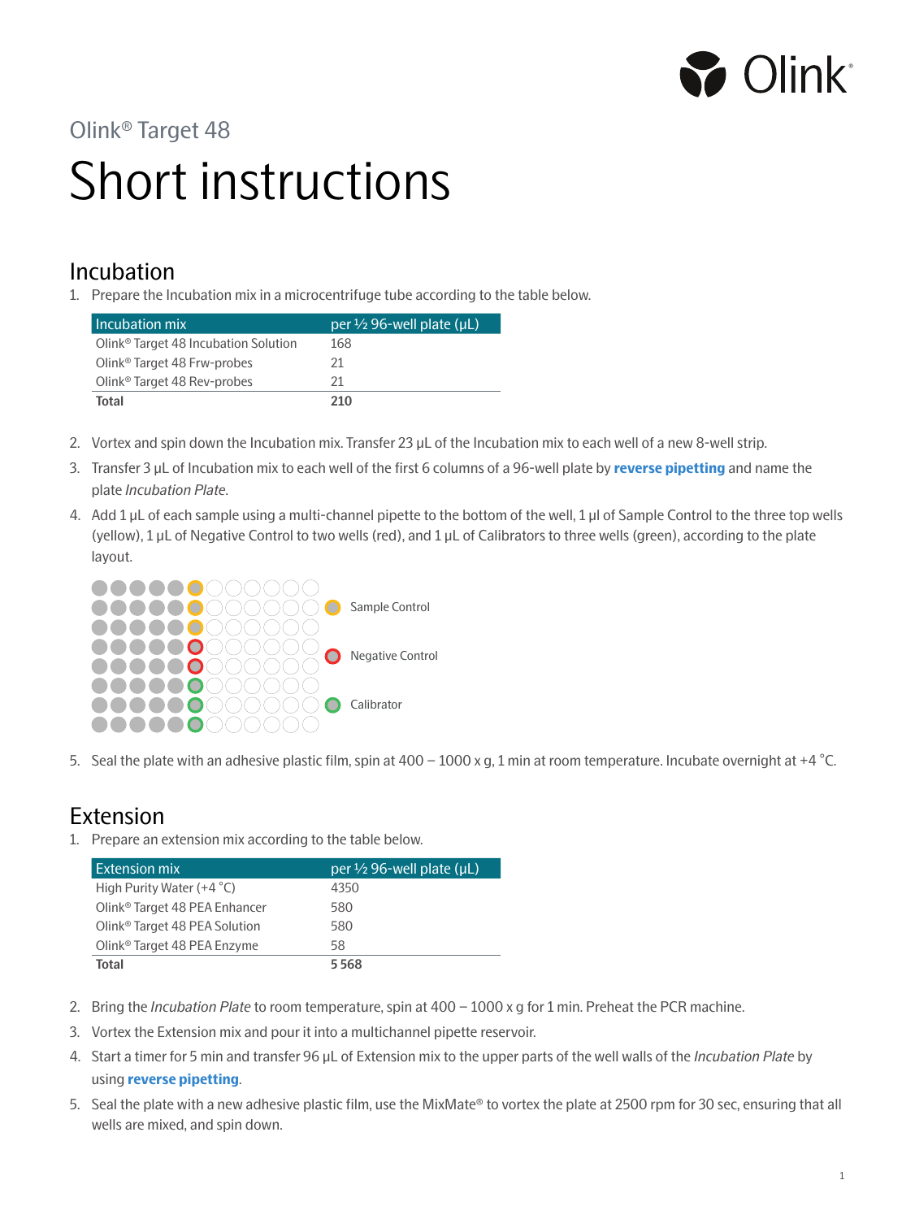Olink® Target 48

# Short instructions

## Incubation

1. Prepare the Incubation mix in a microcentrifuge tube according to the table below.

| Incubation mix | per ½ 96-well plate (µL) |
|---|---|
| Olink® Target 48 Incubation Solution | 168 |
| Olink® Target 48 Frw-probes | 21 |
| Olink® Target 48 Rev-probes | 21 |
| **Total** | **210** |

2. Vortex and spin down the Incubation mix. Transfer 23 µL of the Incubation mix to each well of a new 8-well strip.
3. Transfer 3 µL of Incubation mix to each well of the first 6 columns of a 96-well plate by **reverse pipetting** and name the plate *Incubation Plate*.
4. Add 1 µL of each sample using a multi-channel pipette to the bottom of the well, 1 µl of Sample Control to the three top wells (yellow), 1 µL of Negative Control to two wells (red), and 1 µL of Calibrators to three wells (green), according to the plate layout.

Sample Control

Negative Control

Calibrator

5. Seal the plate with an adhesive plastic film, spin at 400 – 1000 x g, 1 min at room temperature. Incubate overnight at +4 °C.

## Extension

1. Prepare an extension mix according to the table below.

| Extension mix | per ½ 96-well plate (µL) |
|---|---|
| High Purity Water (+4 °C) | 4350 |
| Olink® Target 48 PEA Enhancer | 580 |
| Olink® Target 48 PEA Solution | 580 |
| Olink® Target 48 PEA Enzyme | 58 |
| **Total** | **5 568** |

2. Bring the *Incubation Plate* to room temperature, spin at 400 – 1000 x g for 1 min. Preheat the PCR machine.
3. Vortex the Extension mix and pour it into a multichannel pipette reservoir.
4. Start a timer for 5 min and transfer 96 µL of Extension mix to the upper parts of the well walls of the *Incubation Plate* by using **reverse pipetting**.
5. Seal the plate with a new adhesive plastic film, use the MixMate® to vortex the plate at 2500 rpm for 30 sec, ensuring that all wells are mixed, and spin down.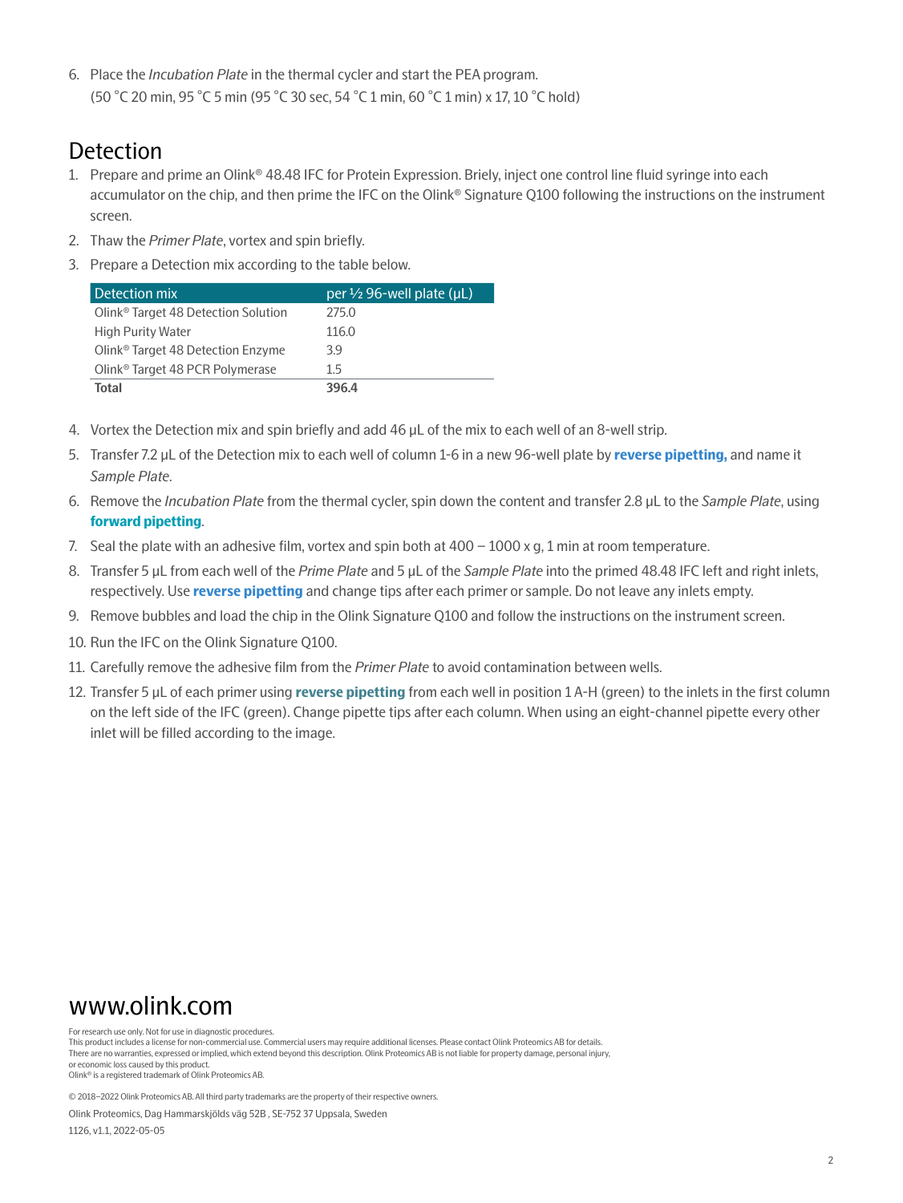6. Place the *Incubation Plate* in the thermal cycler and start the PEA program. (50 °C 20 min, 95 °C 5 min (95 °C 30 sec, 54 °C 1 min, 60 °C 1 min) x 17, 10 °C hold)

## Detection

1. Prepare and prime an Olink® 48.48 IFC for Protein Expression. Briely, inject one control line fluid syringe into each accumulator on the chip, and then prime the IFC on the Olink® Signature Q100 following the instructions on the instrument screen.
2. Thaw the *Primer Plate*, vortex and spin briefly.
3. Prepare a Detection mix according to the table below.

| Detection mix | per ½ 96-well plate (µL) |
|---|---|
| Olink® Target 48 Detection Solution | 275.0 |
| High Purity Water | 116.0 |
| Olink® Target 48 Detection Enzyme | 3.9 |
| Olink® Target 48 PCR Polymerase | 1.5 |
| **Total** | **396.4** |

4. Vortex the Detection mix and spin briefly and add 46 µL of the mix to each well of an 8-well strip.
5. Transfer 7.2 µL of the Detection mix to each well of column 1-6 in a new 96-well plate by **reverse pipetting,** and name it *Sample Plate*.
6. Remove the *Incubation Plate* from the thermal cycler, spin down the content and transfer 2.8 µL to the *Sample Plate*, using **forward pipetting**.
7. Seal the plate with an adhesive film, vortex and spin both at 400 – 1000 x g, 1 min at room temperature.
8. Transfer 5 µL from each well of the *Prime Plate* and 5 µL of the *Sample Plate* into the primed 48.48 IFC left and right inlets, respectively. Use **reverse pipetting** and change tips after each primer or sample. Do not leave any inlets empty.
9. Remove bubbles and load the chip in the Olink Signature Q100 and follow the instructions on the instrument screen.
10. Run the IFC on the Olink Signature Q100.
11. Carefully remove the adhesive film from the *Primer Plate* to avoid contamination between wells.
12. Transfer 5 µL of each primer using **reverse pipetting** from each well in position 1 A-H (green) to the inlets in the first column on the left side of the IFC (green). Change pipette tips after each column. When using an eight-channel pipette every other inlet will be filled according to the image.

# www.olink.com

For research use only. Not for use in diagnostic procedures.
This product includes a license for non-commercial use. Commercial users may require additional licenses. Please contact Olink Proteomics AB for details.
There are no warranties, expressed or implied, which extend beyond this description. Olink Proteomics AB is not liable for property damage, personal injury, or economic loss caused by this product.
Olink® is a registered trademark of Olink Proteomics AB.

© 2018–2022 Olink Proteomics AB. All third party trademarks are the property of their respective owners.

Olink Proteomics, Dag Hammarskjölds väg 52B , SE-752 37 Uppsala, Sweden

1126, v1.1, 2022-05-05